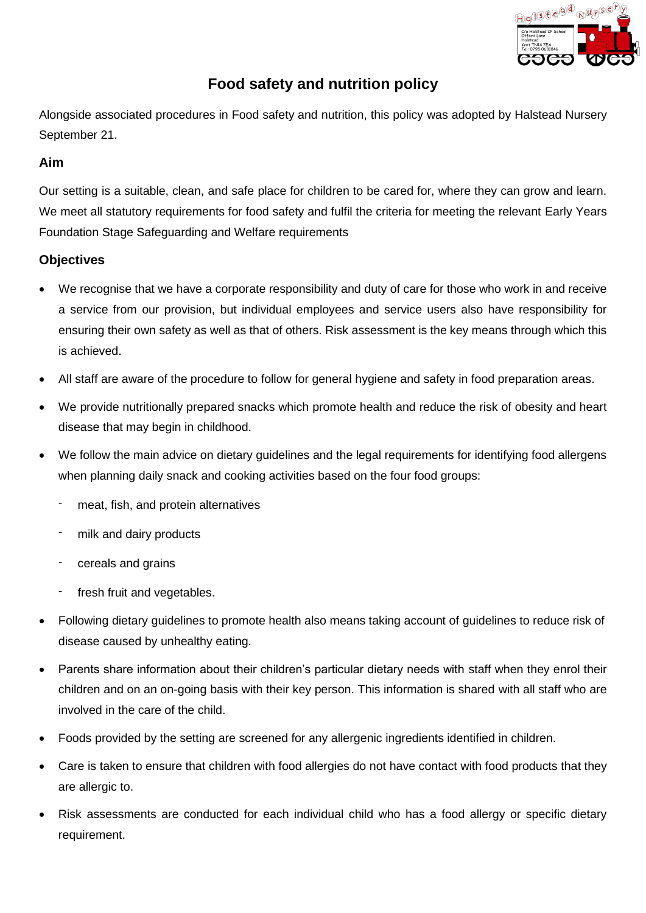# Food safety and nutrition policy

Alongside associated procedures in Food safety and nutrition, this policy was adopted by Halstead Nursery September 21.

### Aim

Our setting is a suitable, clean, and safe place for children to be cared for, where they can grow and learn. We meet all statutory requirements for food safety and fulfil the criteria for meeting the relevant Early Years Foundation Stage Safeguarding and Welfare requirements

### Objectives

- We recognise that we have a corporate responsibility and duty of care for those who work in and receive a service from our provision, but individual employees and service users also have responsibility for ensuring their own safety as well as that of others. Risk assessment is the key means through which this is achieved.
- All staff are aware of the procedure to follow for general hygiene and safety in food preparation areas.
- We provide nutritionally prepared snacks which promote health and reduce the risk of obesity and heart disease that may begin in childhood.
- We follow the main advice on dietary guidelines and the legal requirements for identifying food allergens when planning daily snack and cooking activities based on the four food groups:
  - meat, fish, and protein alternatives
  - milk and dairy products
  - cereals and grains
  - fresh fruit and vegetables.
- Following dietary guidelines to promote health also means taking account of guidelines to reduce risk of disease caused by unhealthy eating.
- Parents share information about their children's particular dietary needs with staff when they enrol their children and on an on-going basis with their key person. This information is shared with all staff who are involved in the care of the child.
- Foods provided by the setting are screened for any allergenic ingredients identified in children.
- Care is taken to ensure that children with food allergies do not have contact with food products that they are allergic to.
- Risk assessments are conducted for each individual child who has a food allergy or specific dietary requirement.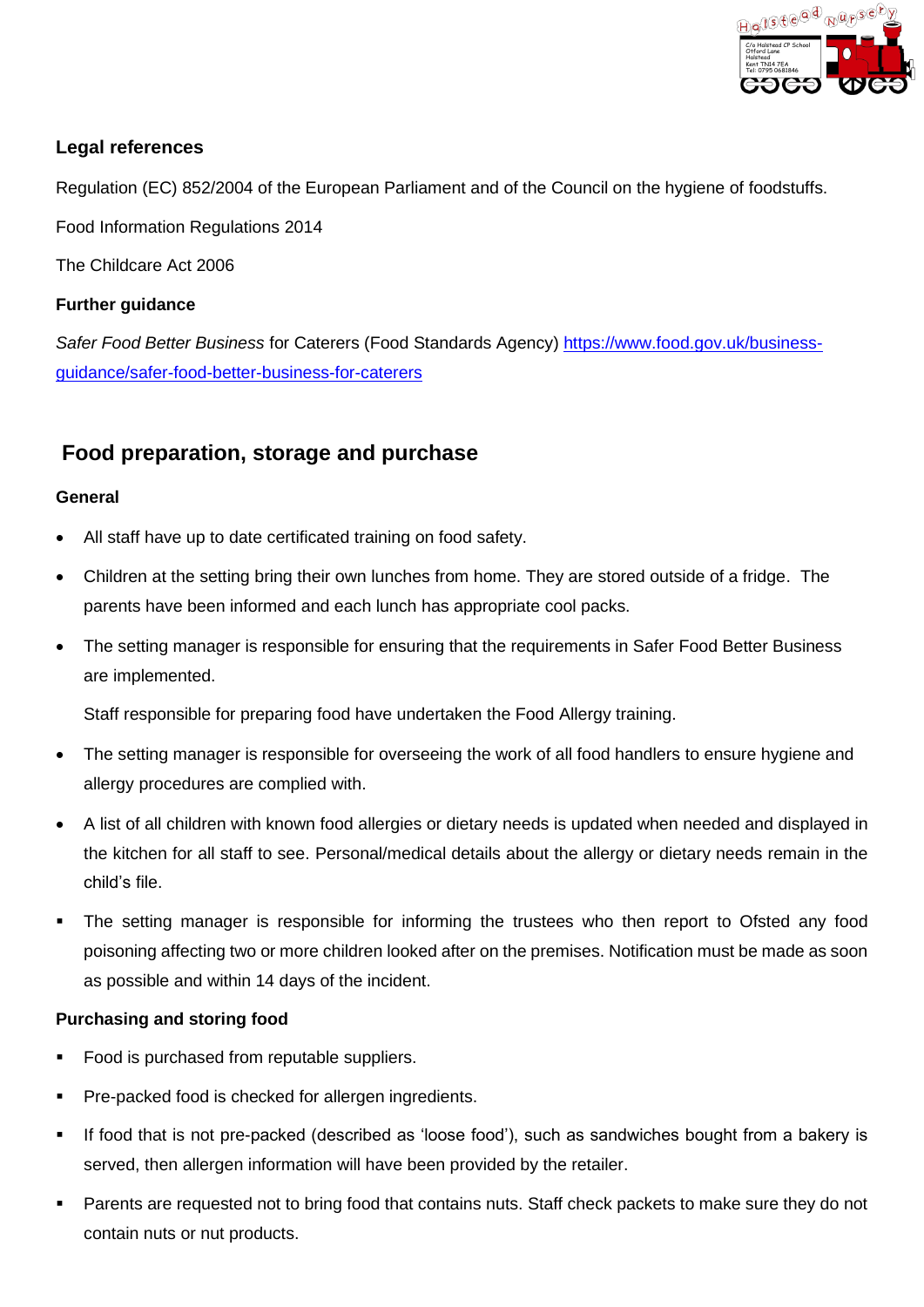### Legal references

Regulation (EC) 852/2004 of the European Parliament and of the Council on the hygiene of foodstuffs.

Food Information Regulations 2014

The Childcare Act 2006

**Further guidance**

*Safer Food Better Business* for Caterers (Food Standards Agency) [https://www.food.gov.uk/business-guidance/safer-food-better-business-for-caterers](https://www.food.gov.uk/business-guidance/safer-food-better-business-for-caterers)

## Food preparation, storage and purchase

**General**

- All staff have up to date certificated training on food safety.
- Children at the setting bring their own lunches from home. They are stored outside of a fridge. The parents have been informed and each lunch has appropriate cool packs.
- The setting manager is responsible for ensuring that the requirements in Safer Food Better Business are implemented.

  Staff responsible for preparing food have undertaken the Food Allergy training.
- The setting manager is responsible for overseeing the work of all food handlers to ensure hygiene and allergy procedures are complied with.
- A list of all children with known food allergies or dietary needs is updated when needed and displayed in the kitchen for all staff to see. Personal/medical details about the allergy or dietary needs remain in the child's file.
- The setting manager is responsible for informing the trustees who then report to Ofsted any food poisoning affecting two or more children looked after on the premises. Notification must be made as soon as possible and within 14 days of the incident.

**Purchasing and storing food**

- Food is purchased from reputable suppliers.
- Pre-packed food is checked for allergen ingredients.
- If food that is not pre-packed (described as 'loose food'), such as sandwiches bought from a bakery is served, then allergen information will have been provided by the retailer.
- Parents are requested not to bring food that contains nuts. Staff check packets to make sure they do not contain nuts or nut products.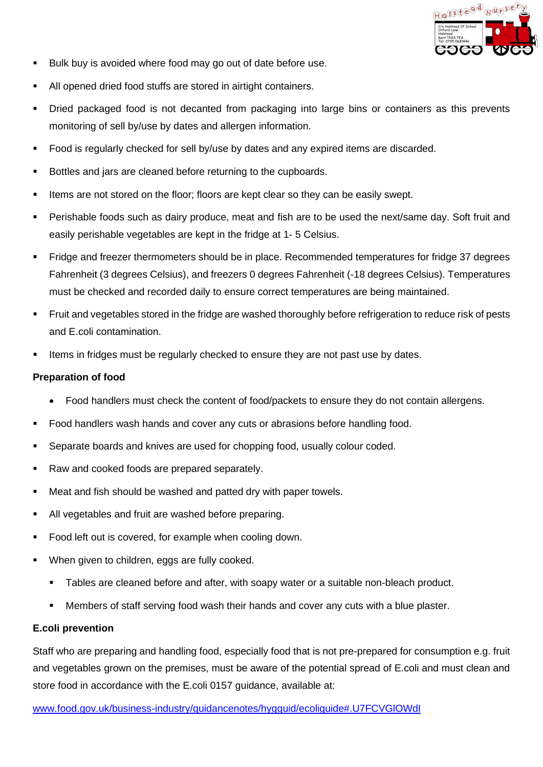- Bulk buy is avoided where food may go out of date before use.
- All opened dried food stuffs are stored in airtight containers.
- Dried packaged food is not decanted from packaging into large bins or containers as this prevents monitoring of sell by/use by dates and allergen information.
- Food is regularly checked for sell by/use by dates and any expired items are discarded.
- Bottles and jars are cleaned before returning to the cupboards.
- Items are not stored on the floor; floors are kept clear so they can be easily swept.
- Perishable foods such as dairy produce, meat and fish are to be used the next/same day. Soft fruit and easily perishable vegetables are kept in the fridge at 1- 5 Celsius.
- Fridge and freezer thermometers should be in place. Recommended temperatures for fridge 37 degrees Fahrenheit (3 degrees Celsius), and freezers 0 degrees Fahrenheit (-18 degrees Celsius). Temperatures must be checked and recorded daily to ensure correct temperatures are being maintained.
- Fruit and vegetables stored in the fridge are washed thoroughly before refrigeration to reduce risk of pests and E.coli contamination.
- Items in fridges must be regularly checked to ensure they are not past use by dates.

**Preparation of food**

- Food handlers must check the content of food/packets to ensure they do not contain allergens.
- Food handlers wash hands and cover any cuts or abrasions before handling food.
- Separate boards and knives are used for chopping food, usually colour coded.
- Raw and cooked foods are prepared separately.
- Meat and fish should be washed and patted dry with paper towels.
- All vegetables and fruit are washed before preparing.
- Food left out is covered, for example when cooling down.
- When given to children, eggs are fully cooked.
- Tables are cleaned before and after, with soapy water or a suitable non-bleach product.
- Members of staff serving food wash their hands and cover any cuts with a blue plaster.

**E.coli prevention**

Staff who are preparing and handling food, especially food that is not pre-prepared for consumption e.g. fruit and vegetables grown on the premises, must be aware of the potential spread of E.coli and must clean and store food in accordance with the E.coli 0157 guidance, available at:

[www.food.gov.uk/business-industry/guidancenotes/hyggguid/ecoliguide#.U7FCVGlOWdI](http://www.food.gov.uk/business-industry/guidancenotes/hyggguid/ecoliguide#.U7FCVGlOWdI)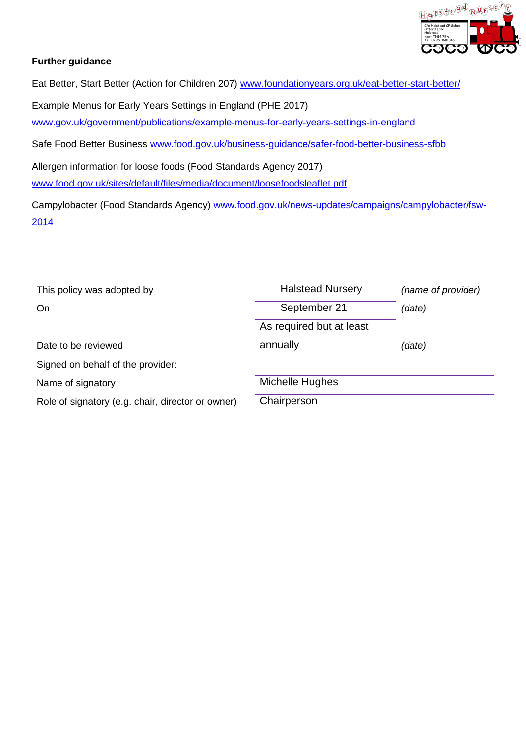**Further guidance**

Eat Better, Start Better (Action for Children 207) www.foundationyears.org.uk/eat-better-start-better/

Example Menus for Early Years Settings in England (PHE 2017)
www.gov.uk/government/publications/example-menus-for-early-years-settings-in-england

Safe Food Better Business www.food.gov.uk/business-guidance/safer-food-better-business-sfbb

Allergen information for loose foods (Food Standards Agency 2017)
www.food.gov.uk/sites/default/files/media/document/loosefoodsleaflet.pdf

Campylobacter (Food Standards Agency) www.food.gov.uk/news-updates/campaigns/campylobacter/fsw-2014

| | | |
|---|---|---|
| This policy was adopted by | Halstead Nursery | *(name of provider)* |
| On | September 21 | *(date)* |
| Date to be reviewed | As required but at least annually | *(date)* |
| Signed on behalf of the provider: | | |
| Name of signatory | Michelle Hughes | |
| Role of signatory (e.g. chair, director or owner) | Chairperson | |